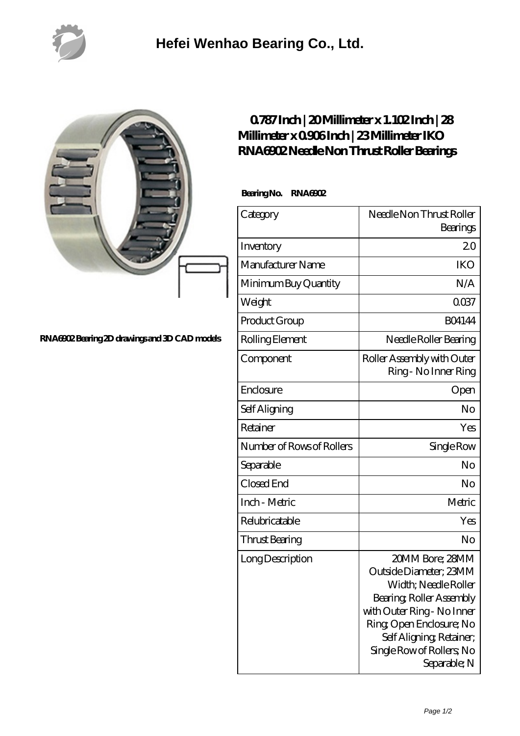# Hefei Wenhao Bearing Co., Ltd.

RNA6902 Bearing 2D drawings and 3D CAD models

## 0.787 Inch | 20 Millimeter x 1.102 Inch | 28 Millimeter x 0.906 Inch | 23 Millimeter IKO RNA6902 Needle Non Thrust Roller Bearings

**Bearing No. RNA6902**

| Category | Needle Non Thrust Roller Bearings |
|---|---|
| Inventory | 2.0 |
| Manufacturer Name | IKO |
| Minimum Buy Quantity | N/A |
| Weight | 0.037 |
| Product Group | B04144 |
| Rolling Element | Needle Roller Bearing |
| Component | Roller Assembly with Outer Ring - No Inner Ring |
| Enclosure | Open |
| Self Aligning | No |
| Retainer | Yes |
| Number of Rows of Rollers | Single Row |
| Separable | No |
| Closed End | No |
| Inch - Metric | Metric |
| Relubricatable | Yes |
| Thrust Bearing | No |
| Long Description | 20MM Bore; 28MM Outside Diameter; 23MM Width; Needle Roller Bearing; Roller Assembly with Outer Ring - No Inner Ring; Open Enclosure; No Self Aligning; Retainer; Single Row of Rollers; No Separable; N |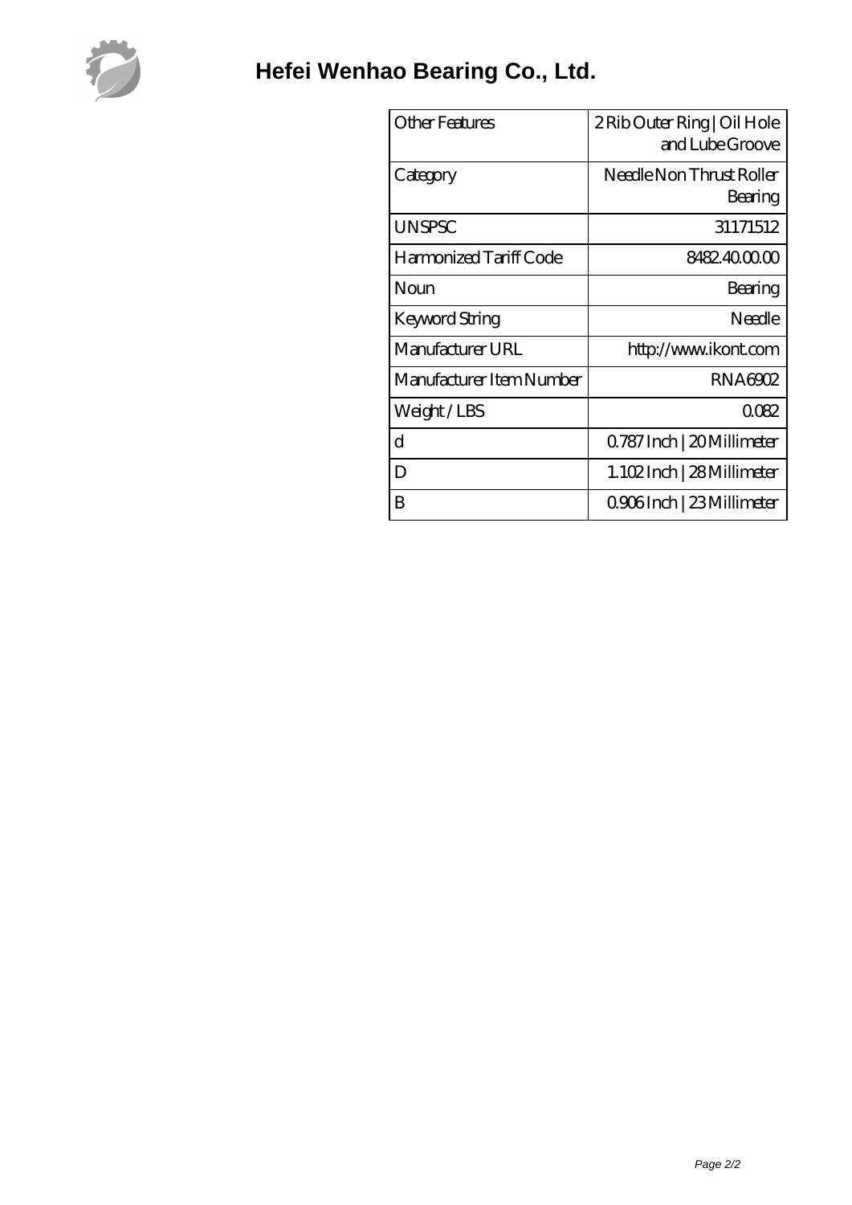# Hefei Wenhao Bearing Co., Ltd.

| | |
|---|---|
| Other Features | 2 Rib Outer Ring \| Oil Hole and Lube Groove |
| Category | Needle Non Thrust Roller Bearing |
| UNSPSC | 31171512 |
| Harmonized Tariff Code | 8482.40.00.00 |
| Noun | Bearing |
| Keyword String | Needle |
| Manufacturer URL | http://www.ikont.com |
| Manufacturer Item Number | RNA6902 |
| Weight / LBS | 0.082 |
| d | 0.787 Inch \| 20 Millimeter |
| D | 1.102 Inch \| 28 Millimeter |
| B | 0.906 Inch \| 23 Millimeter |